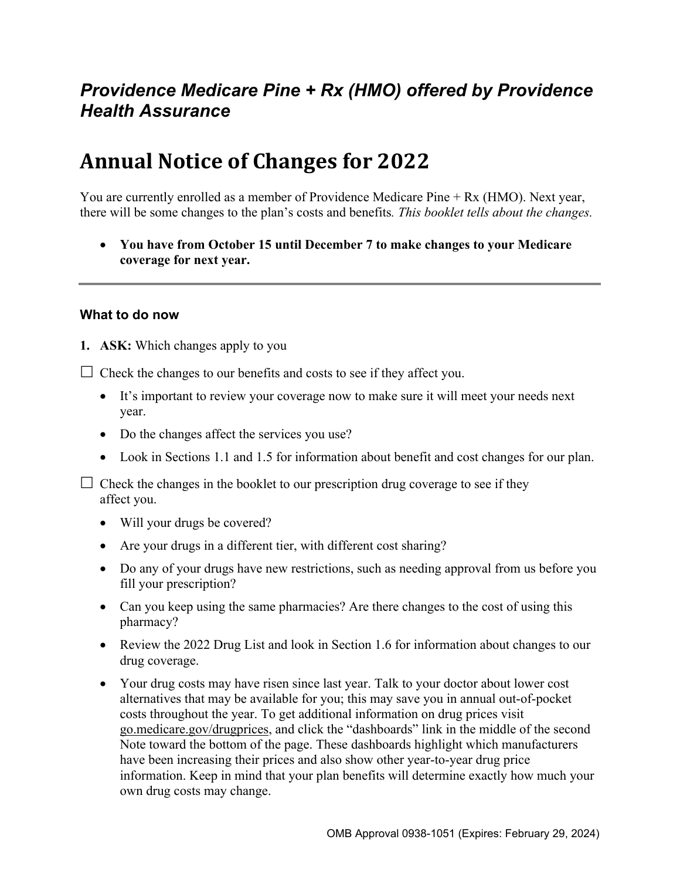## *Providence Medicare Pine + Rx (HMO) offered by Providence Health Assurance*

# Annual Notice of Changes for 2022

You are currently enrolled as a member of Providence Medicare Pine + Rx (HMO). Next year, there will be some changes to the plan's costs and benefits*. This booklet tells about the changes.*

- **You have from October 15 until December 7 to make changes to your Medicare coverage for next year.**

---

### What to do now

1. **ASK:** Which changes apply to you

☐ Check the changes to our benefits and costs to see if they affect you.

- It's important to review your coverage now to make sure it will meet your needs next year.
- Do the changes affect the services you use?
- Look in Sections 1.1 and 1.5 for information about benefit and cost changes for our plan.

☐ Check the changes in the booklet to our prescription drug coverage to see if they affect you.

- Will your drugs be covered?
- Are your drugs in a different tier, with different cost sharing?
- Do any of your drugs have new restrictions, such as needing approval from us before you fill your prescription?
- Can you keep using the same pharmacies? Are there changes to the cost of using this pharmacy?
- Review the 2022 Drug List and look in Section 1.6 for information about changes to our drug coverage.
- Your drug costs may have risen since last year. Talk to your doctor about lower cost alternatives that may be available for you; this may save you in annual out-of-pocket costs throughout the year. To get additional information on drug prices visit go.medicare.gov/drugprices, and click the "dashboards" link in the middle of the second Note toward the bottom of the page. These dashboards highlight which manufacturers have been increasing their prices and also show other year-to-year drug price information. Keep in mind that your plan benefits will determine exactly how much your own drug costs may change.

OMB Approval 0938-1051 (Expires: February 29, 2024)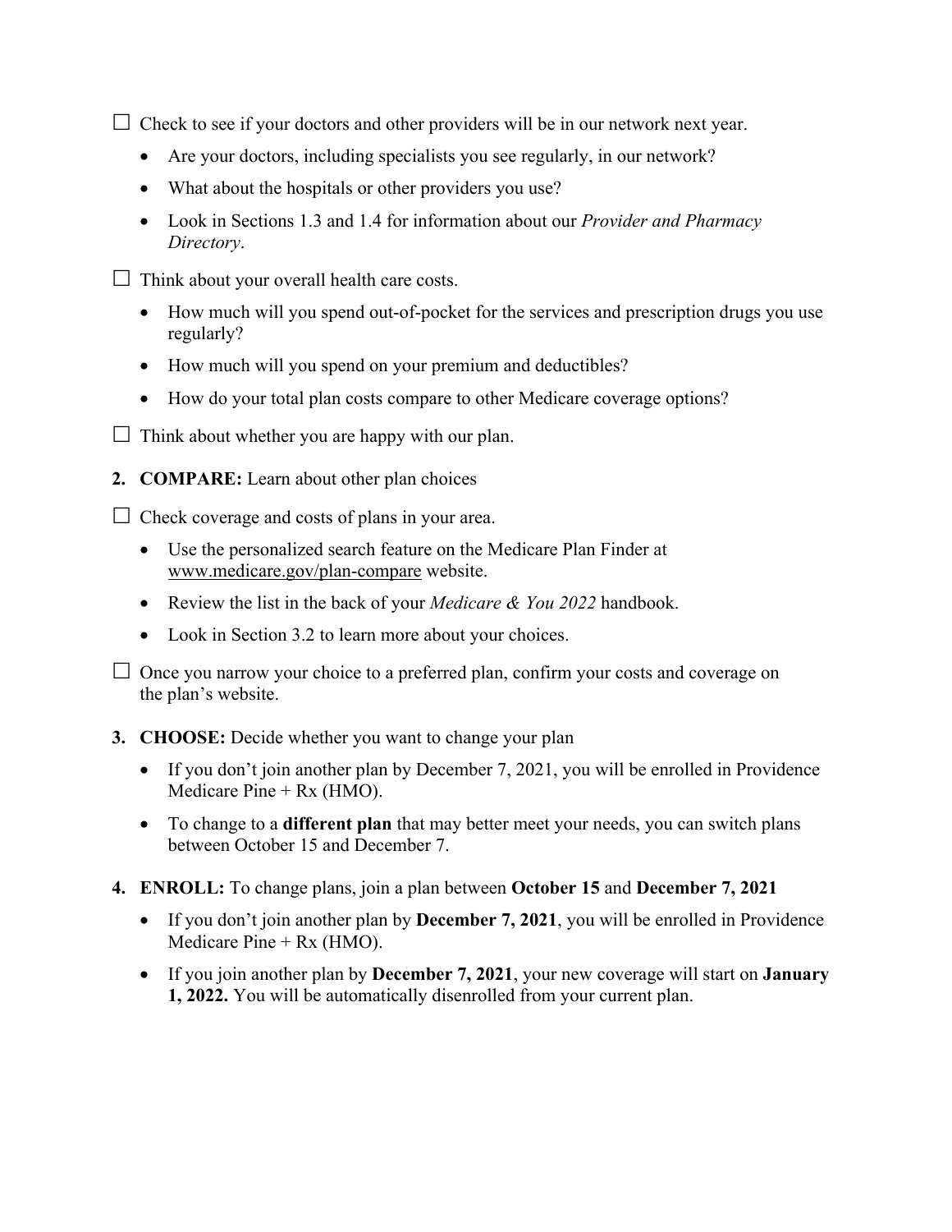☐ Check to see if your doctors and other providers will be in our network next year.

- Are your doctors, including specialists you see regularly, in our network?
- What about the hospitals or other providers you use?
- Look in Sections 1.3 and 1.4 for information about our *Provider and Pharmacy Directory*.

☐ Think about your overall health care costs.

- How much will you spend out-of-pocket for the services and prescription drugs you use regularly?
- How much will you spend on your premium and deductibles?
- How do your total plan costs compare to other Medicare coverage options?

☐ Think about whether you are happy with our plan.

2. **COMPARE:** Learn about other plan choices

☐ Check coverage and costs of plans in your area.

- Use the personalized search feature on the Medicare Plan Finder at www.medicare.gov/plan-compare website.
- Review the list in the back of your *Medicare & You 2022* handbook.
- Look in Section 3.2 to learn more about your choices.

☐ Once you narrow your choice to a preferred plan, confirm your costs and coverage on the plan's website.

3. **CHOOSE:** Decide whether you want to change your plan

- If you don't join another plan by December 7, 2021, you will be enrolled in Providence Medicare Pine + Rx (HMO).
- To change to a **different plan** that may better meet your needs, you can switch plans between October 15 and December 7.

4. **ENROLL:** To change plans, join a plan between **October 15** and **December 7, 2021**

- If you don't join another plan by **December 7, 2021**, you will be enrolled in Providence Medicare Pine + Rx (HMO).
- If you join another plan by **December 7, 2021**, your new coverage will start on **January 1, 2022.** You will be automatically disenrolled from your current plan.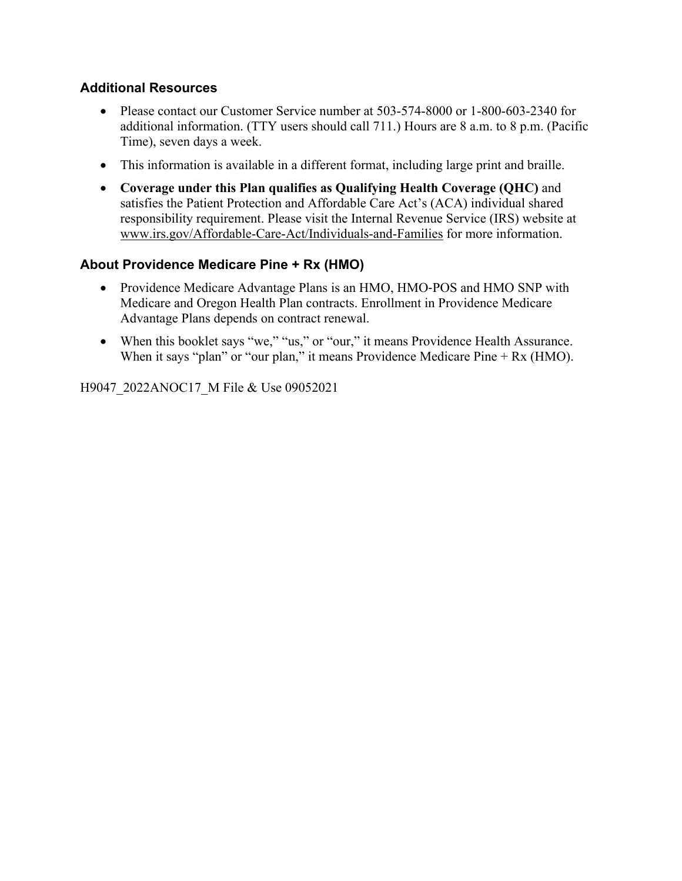### Additional Resources

- Please contact our Customer Service number at 503-574-8000 or 1-800-603-2340 for additional information. (TTY users should call 711.) Hours are 8 a.m. to 8 p.m. (Pacific Time), seven days a week.
- This information is available in a different format, including large print and braille.
- **Coverage under this Plan qualifies as Qualifying Health Coverage (QHC)** and satisfies the Patient Protection and Affordable Care Act's (ACA) individual shared responsibility requirement. Please visit the Internal Revenue Service (IRS) website at www.irs.gov/Affordable-Care-Act/Individuals-and-Families for more information.

### About Providence Medicare Pine + Rx (HMO)

- Providence Medicare Advantage Plans is an HMO, HMO-POS and HMO SNP with Medicare and Oregon Health Plan contracts. Enrollment in Providence Medicare Advantage Plans depends on contract renewal.
- When this booklet says "we," "us," or "our," it means Providence Health Assurance. When it says "plan" or "our plan," it means Providence Medicare Pine + Rx (HMO).

H9047_2022ANOC17_M File & Use 09052021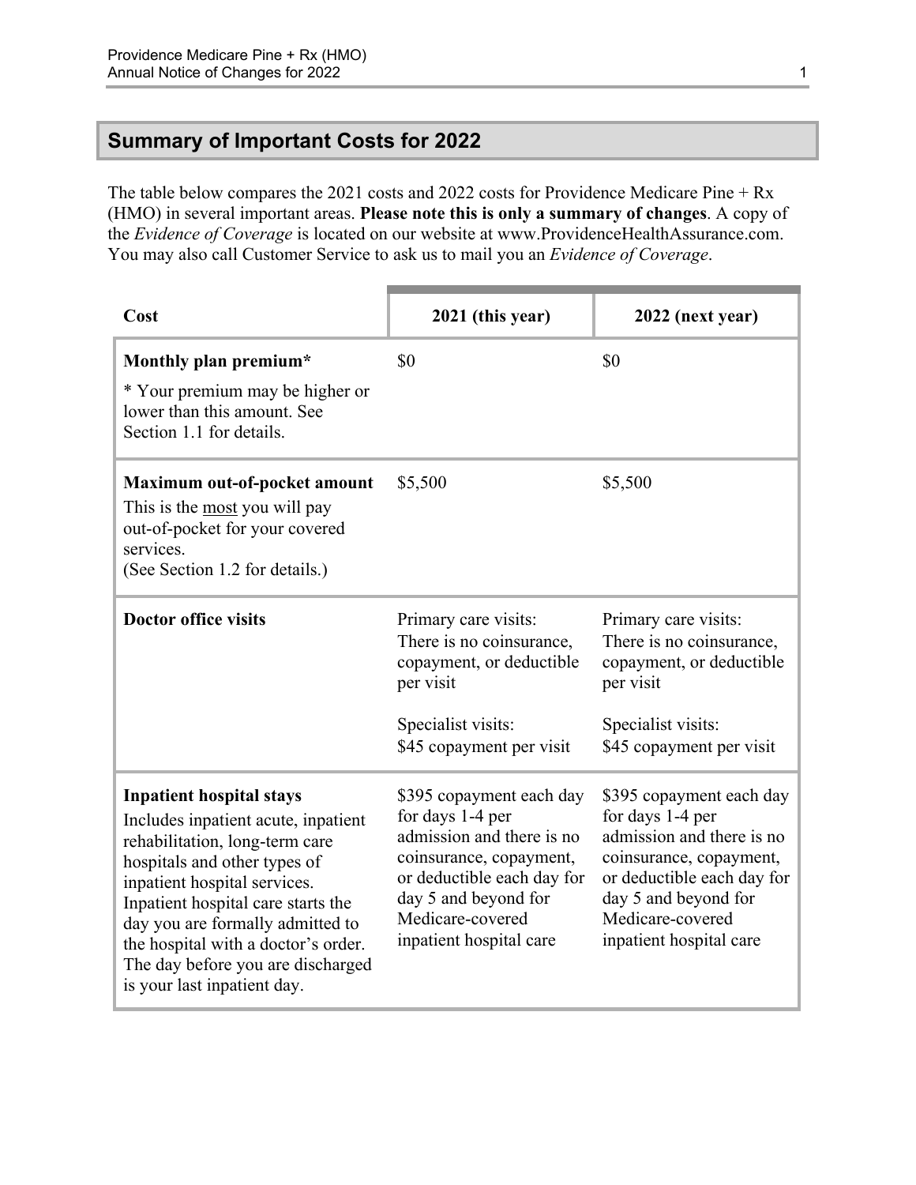## Summary of Important Costs for 2022

The table below compares the 2021 costs and 2022 costs for Providence Medicare Pine + Rx (HMO) in several important areas. **Please note this is only a summary of changes**. A copy of the *Evidence of Coverage* is located on our website at www.ProvidenceHealthAssurance.com. You may also call Customer Service to ask us to mail you an *Evidence of Coverage*.

| Cost | 2021 (this year) | 2022 (next year) |
|---|---|---|
| **Monthly plan premium***<br><br>* Your premium may be higher or lower than this amount. See Section 1.1 for details. | $0 | $0 |
| **Maximum out-of-pocket amount**<br>This is the <u>most</u> you will pay out-of-pocket for your covered services.<br>(See Section 1.2 for details.) | $5,500 | $5,500 |
| **Doctor office visits** | Primary care visits:<br>There is no coinsurance, copayment, or deductible per visit<br><br>Specialist visits:<br>$45 copayment per visit | Primary care visits:<br>There is no coinsurance, copayment, or deductible per visit<br><br>Specialist visits:<br>$45 copayment per visit |
| **Inpatient hospital stays**<br>Includes inpatient acute, inpatient rehabilitation, long-term care hospitals and other types of inpatient hospital services. Inpatient hospital care starts the day you are formally admitted to the hospital with a doctor's order. The day before you are discharged is your last inpatient day. | $395 copayment each day for days 1-4 per admission and there is no coinsurance, copayment, or deductible each day for day 5 and beyond for Medicare-covered inpatient hospital care | $395 copayment each day for days 1-4 per admission and there is no coinsurance, copayment, or deductible each day for day 5 and beyond for Medicare-covered inpatient hospital care |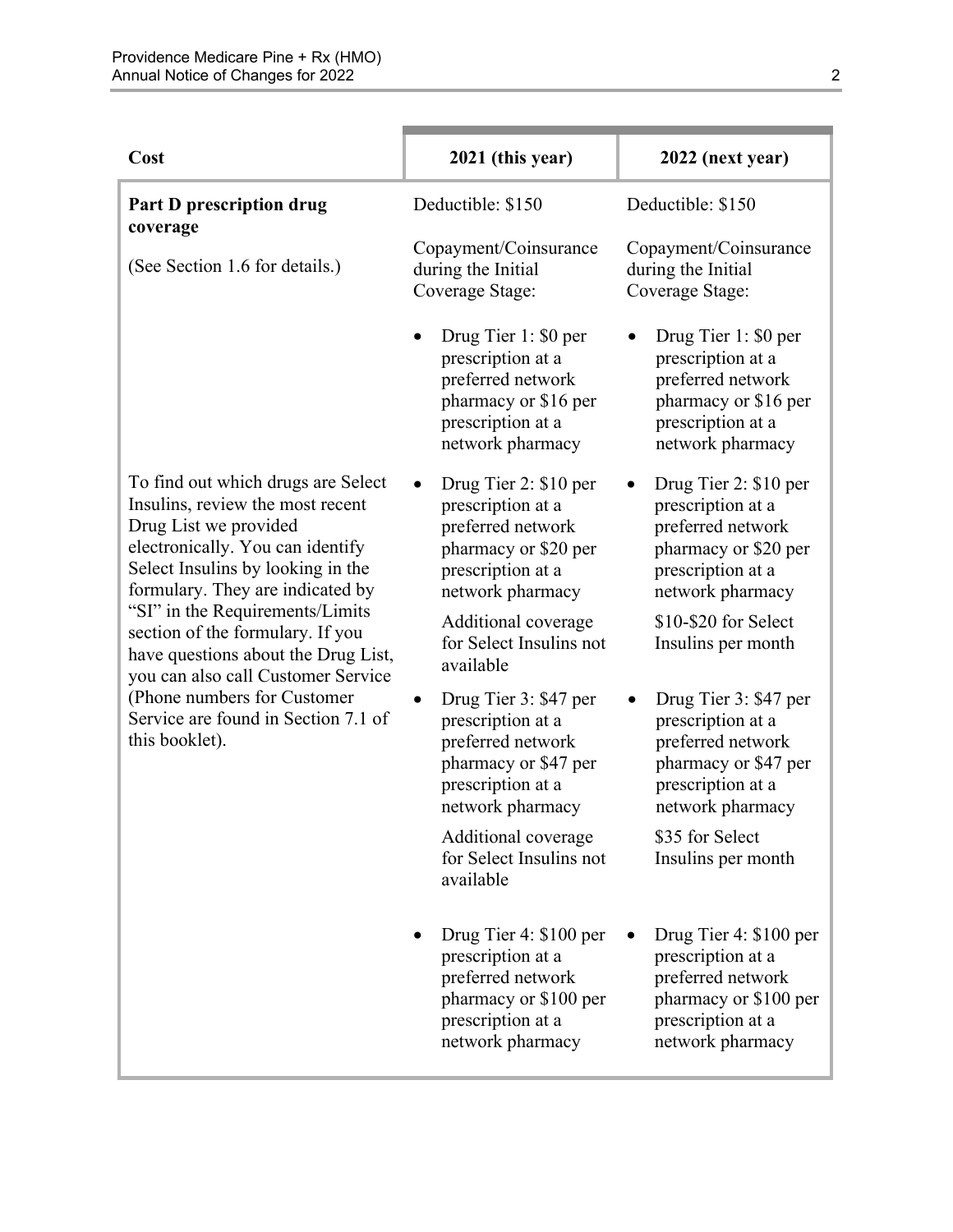| Cost | 2021 (this year) | 2022 (next year) |
|---|---|---|
| **Part D prescription drug coverage**<br><br>(See Section 1.6 for details.)<br><br>To find out which drugs are Select Insulins, review the most recent Drug List we provided electronically. You can identify Select Insulins by looking in the formulary. They are indicated by "SI" in the Requirements/Limits section of the formulary. If you have questions about the Drug List, you can also call Customer Service (Phone numbers for Customer Service are found in Section 7.1 of this booklet). | Deductible: $150<br><br>Copayment/Coinsurance during the Initial Coverage Stage:<br><br>• Drug Tier 1: $0 per prescription at a preferred network pharmacy or $16 per prescription at a network pharmacy<br><br>• Drug Tier 2: $10 per prescription at a preferred network pharmacy or $20 per prescription at a network pharmacy<br>Additional coverage for Select Insulins not available<br><br>• Drug Tier 3: $47 per prescription at a preferred network pharmacy or $47 per prescription at a network pharmacy<br>Additional coverage for Select Insulins not available<br><br>• Drug Tier 4: $100 per prescription at a preferred network pharmacy or $100 per prescription at a network pharmacy | Deductible: $150<br><br>Copayment/Coinsurance during the Initial Coverage Stage:<br><br>• Drug Tier 1: $0 per prescription at a preferred network pharmacy or $16 per prescription at a network pharmacy<br><br>• Drug Tier 2: $10 per prescription at a preferred network pharmacy or $20 per prescription at a network pharmacy<br>$10-$20 for Select Insulins per month<br><br>• Drug Tier 3: $47 per prescription at a preferred network pharmacy or $47 per prescription at a network pharmacy<br>$35 for Select Insulins per month<br><br>• Drug Tier 4: $100 per prescription at a preferred network pharmacy or $100 per prescription at a network pharmacy |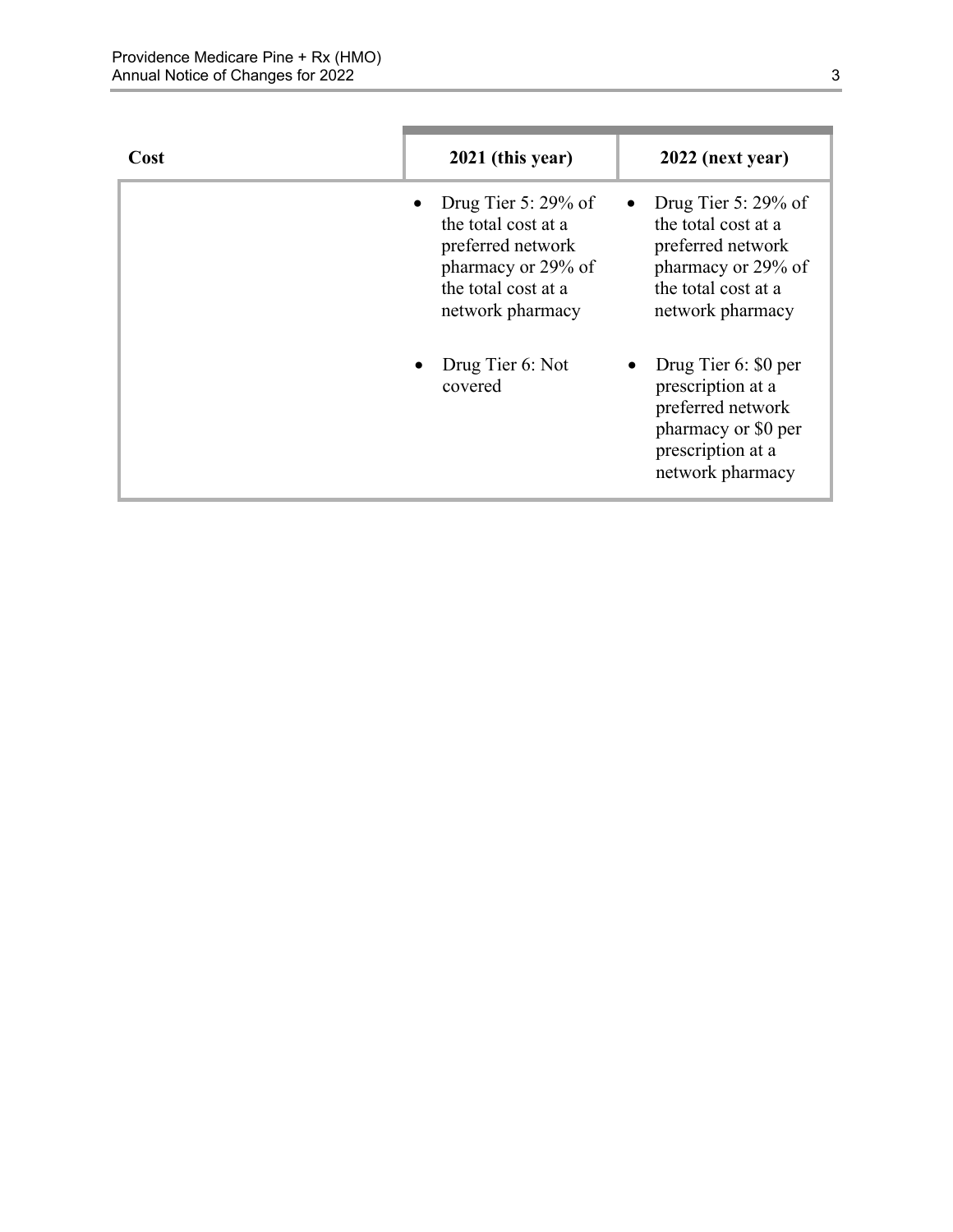| Cost | 2021 (this year) | 2022 (next year) |
|---|---|---|
| | • Drug Tier 5: 29% of the total cost at a preferred network pharmacy or 29% of the total cost at a network pharmacy<br><br>• Drug Tier 6: Not covered | • Drug Tier 5: 29% of the total cost at a preferred network pharmacy or 29% of the total cost at a network pharmacy<br><br>• Drug Tier 6: $0 per prescription at a preferred network pharmacy or $0 per prescription at a network pharmacy |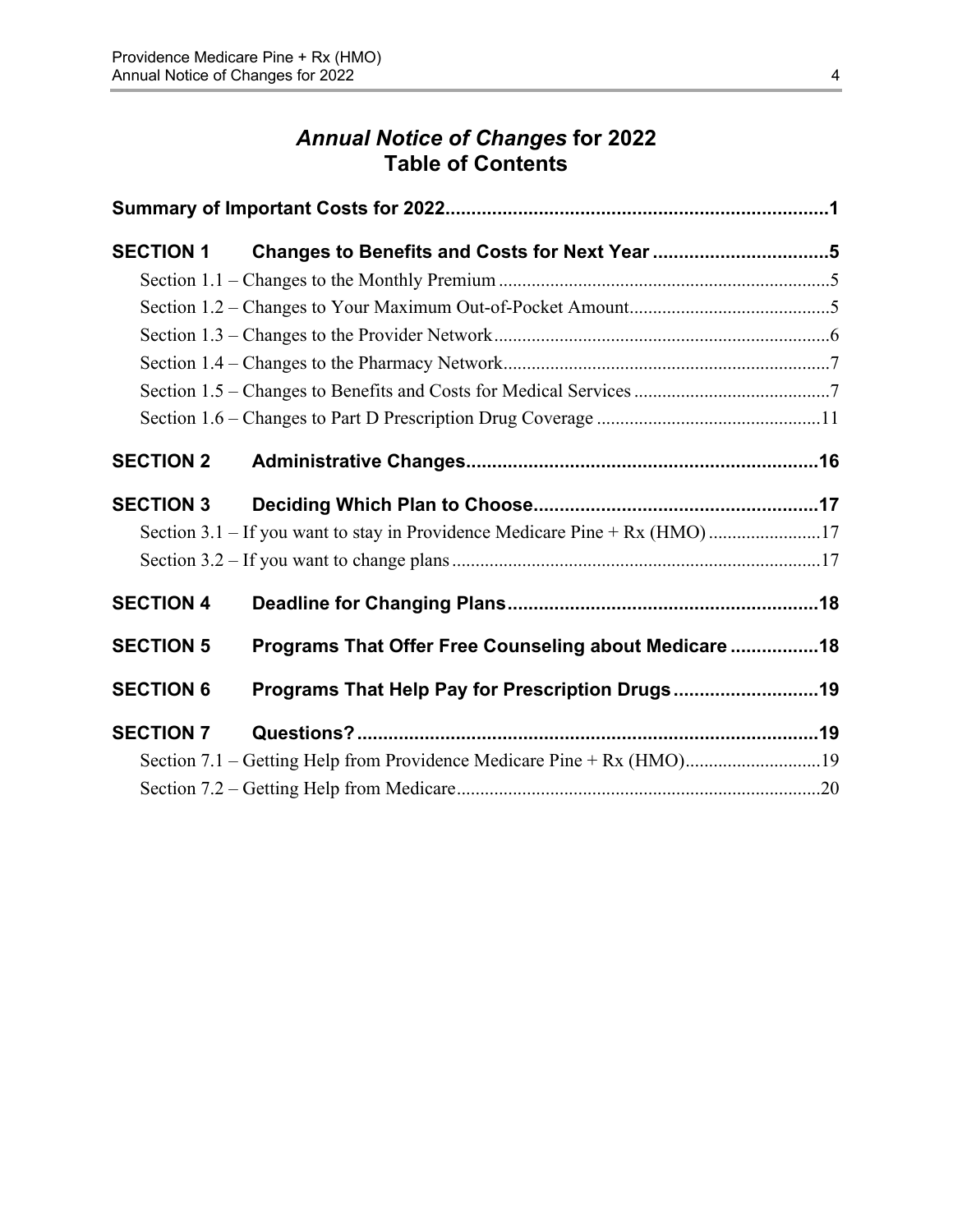# *Annual Notice of Changes* for 2022
# Table of Contents

**Summary of Important Costs for 2022 ........................................................................ 1**

**SECTION 1 Changes to Benefits and Costs for Next Year ................................. 5**

Section 1.1 – Changes to the Monthly Premium ...................................................................... 5

Section 1.2 – Changes to Your Maximum Out-of-Pocket Amount .......................................... 5

Section 1.3 – Changes to the Provider Network ....................................................................... 6

Section 1.4 – Changes to the Pharmacy Network ..................................................................... 7

Section 1.5 – Changes to Benefits and Costs for Medical Services .......................................... 7

Section 1.6 – Changes to Part D Prescription Drug Coverage ............................................... 11

**SECTION 2 Administrative Changes ................................................................... 16**

**SECTION 3 Deciding Which Plan to Choose ...................................................... 17**

Section 3.1 – If you want to stay in Providence Medicare Pine + Rx (HMO) ........................ 17

Section 3.2 – If you want to change plans .............................................................................. 17

**SECTION 4 Deadline for Changing Plans ........................................................... 18**

**SECTION 5 Programs That Offer Free Counseling about Medicare ................ 18**

**SECTION 6 Programs That Help Pay for Prescription Drugs ........................... 19**

**SECTION 7 Questions? ......................................................................................... 19**

Section 7.1 – Getting Help from Providence Medicare Pine + Rx (HMO) ............................. 19

Section 7.2 – Getting Help from Medicare .............................................................................. 20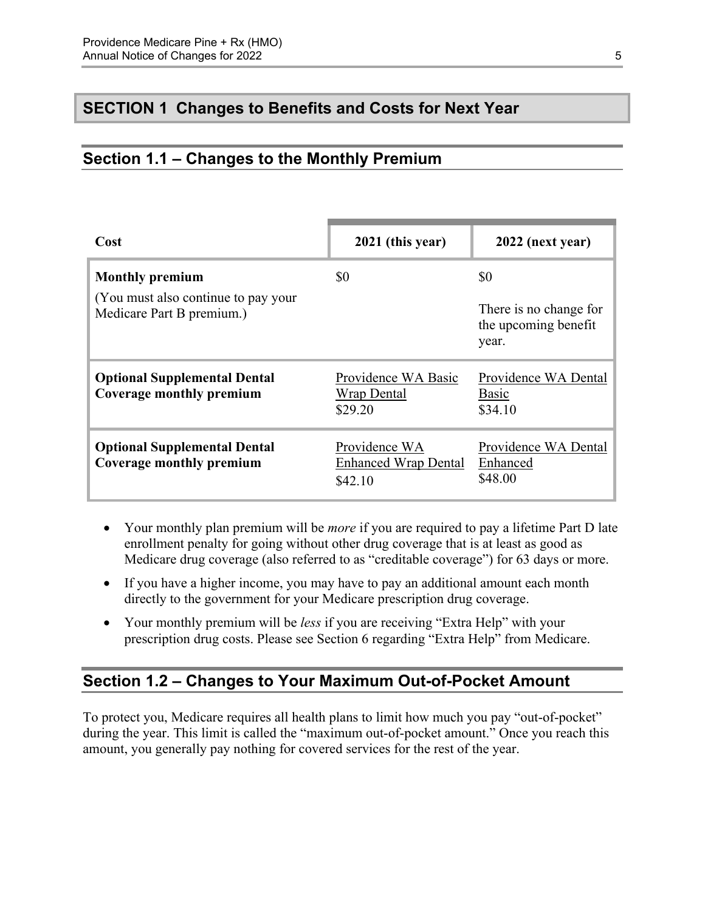## SECTION 1 Changes to Benefits and Costs for Next Year

### Section 1.1 – Changes to the Monthly Premium

| Cost | 2021 (this year) | 2022 (next year) |
| --- | --- | --- |
| **Monthly premium**<br>(You must also continue to pay your Medicare Part B premium.) | $0 | $0<br>There is no change for the upcoming benefit year. |
| **Optional Supplemental Dental Coverage monthly premium** | Providence WA Basic Wrap Dental<br>$29.20 | Providence WA Dental Basic<br>$34.10 |
| **Optional Supplemental Dental Coverage monthly premium** | Providence WA Enhanced Wrap Dental<br>$42.10 | Providence WA Dental Enhanced<br>$48.00 |

- Your monthly plan premium will be *more* if you are required to pay a lifetime Part D late enrollment penalty for going without other drug coverage that is at least as good as Medicare drug coverage (also referred to as "creditable coverage") for 63 days or more.
- If you have a higher income, you may have to pay an additional amount each month directly to the government for your Medicare prescription drug coverage.
- Your monthly premium will be *less* if you are receiving "Extra Help" with your prescription drug costs. Please see Section 6 regarding "Extra Help" from Medicare.

### Section 1.2 – Changes to Your Maximum Out-of-Pocket Amount

To protect you, Medicare requires all health plans to limit how much you pay "out-of-pocket" during the year. This limit is called the "maximum out-of-pocket amount." Once you reach this amount, you generally pay nothing for covered services for the rest of the year.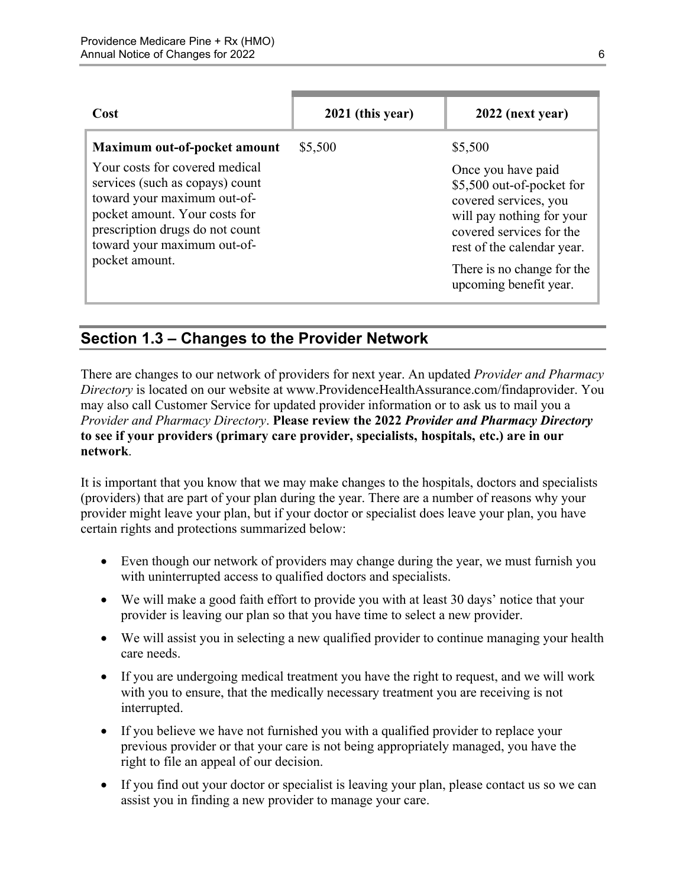| Cost | 2021 (this year) | 2022 (next year) |
|---|---|---|
| **Maximum out-of-pocket amount**<br><br>Your costs for covered medical services (such as copays) count toward your maximum out-of-pocket amount. Your costs for prescription drugs do not count toward your maximum out-of-pocket amount. | \$5,500 | \$5,500<br><br>Once you have paid \$5,500 out-of-pocket for covered services, you will pay nothing for your covered services for the rest of the calendar year.<br><br>There is no change for the upcoming benefit year. |

## Section 1.3 – Changes to the Provider Network

There are changes to our network of providers for next year. An updated *Provider and Pharmacy Directory* is located on our website at www.ProvidenceHealthAssurance.com/findaprovider. You may also call Customer Service for updated provider information or to ask us to mail you a *Provider and Pharmacy Directory*. **Please review the 2022 *Provider and Pharmacy Directory* to see if your providers (primary care provider, specialists, hospitals, etc.) are in our network**.

It is important that you know that we may make changes to the hospitals, doctors and specialists (providers) that are part of your plan during the year. There are a number of reasons why your provider might leave your plan, but if your doctor or specialist does leave your plan, you have certain rights and protections summarized below:

- Even though our network of providers may change during the year, we must furnish you with uninterrupted access to qualified doctors and specialists.
- We will make a good faith effort to provide you with at least 30 days' notice that your provider is leaving our plan so that you have time to select a new provider.
- We will assist you in selecting a new qualified provider to continue managing your health care needs.
- If you are undergoing medical treatment you have the right to request, and we will work with you to ensure, that the medically necessary treatment you are receiving is not interrupted.
- If you believe we have not furnished you with a qualified provider to replace your previous provider or that your care is not being appropriately managed, you have the right to file an appeal of our decision.
- If you find out your doctor or specialist is leaving your plan, please contact us so we can assist you in finding a new provider to manage your care.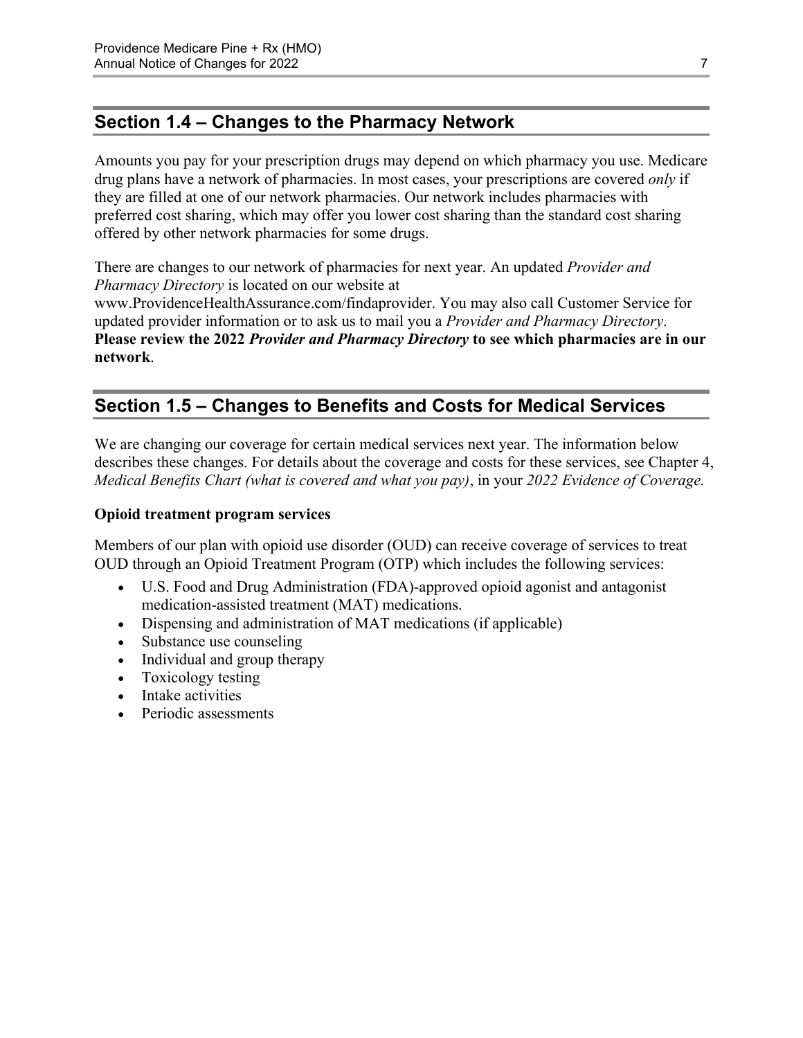## Section 1.4 – Changes to the Pharmacy Network

Amounts you pay for your prescription drugs may depend on which pharmacy you use. Medicare drug plans have a network of pharmacies. In most cases, your prescriptions are covered *only* if they are filled at one of our network pharmacies. Our network includes pharmacies with preferred cost sharing, which may offer you lower cost sharing than the standard cost sharing offered by other network pharmacies for some drugs.

There are changes to our network of pharmacies for next year. An updated *Provider and Pharmacy Directory* is located on our website at www.ProvidenceHealthAssurance.com/findaprovider. You may also call Customer Service for updated provider information or to ask us to mail you a *Provider and Pharmacy Directory*. **Please review the 2022 *Provider and Pharmacy Directory* to see which pharmacies are in our network**.

## Section 1.5 – Changes to Benefits and Costs for Medical Services

We are changing our coverage for certain medical services next year. The information below describes these changes. For details about the coverage and costs for these services, see Chapter 4, *Medical Benefits Chart (what is covered and what you pay)*, in your *2022 Evidence of Coverage.*

**Opioid treatment program services**

Members of our plan with opioid use disorder (OUD) can receive coverage of services to treat OUD through an Opioid Treatment Program (OTP) which includes the following services:

- U.S. Food and Drug Administration (FDA)-approved opioid agonist and antagonist medication-assisted treatment (MAT) medications.
- Dispensing and administration of MAT medications (if applicable)
- Substance use counseling
- Individual and group therapy
- Toxicology testing
- Intake activities
- Periodic assessments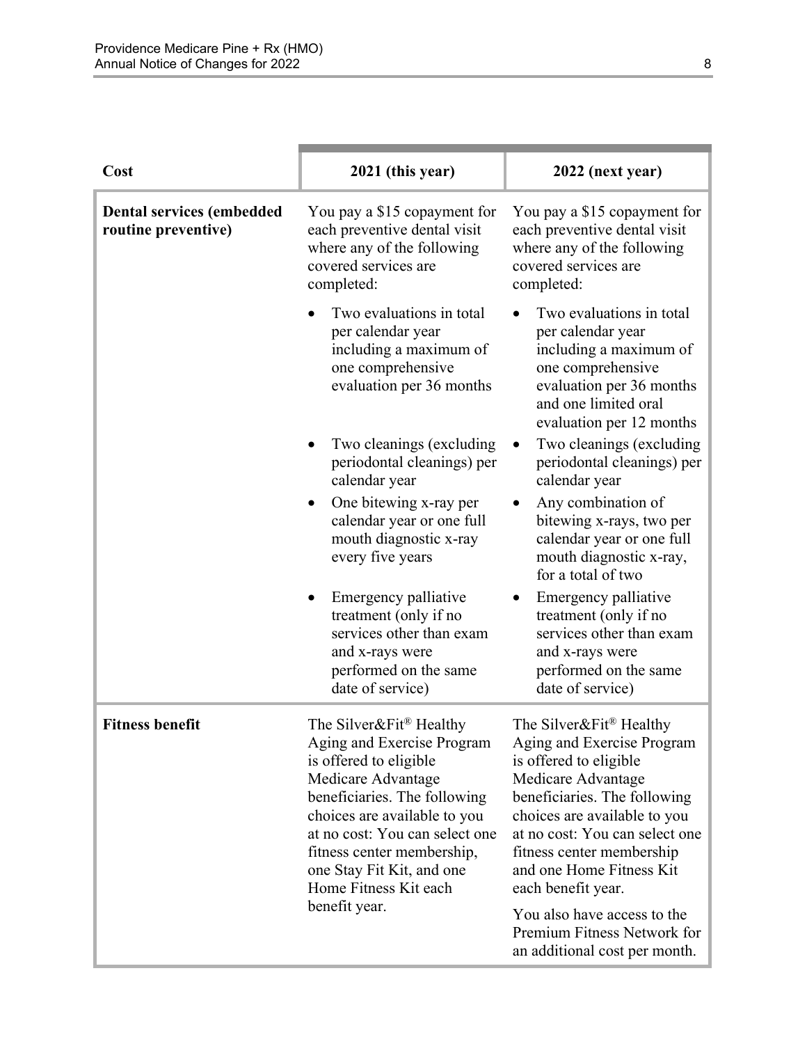| Cost | 2021 (this year) | 2022 (next year) |
|---|---|---|
| **Dental services (embedded routine preventive)** | You pay a $15 copayment for each preventive dental visit where any of the following covered services are completed:<br>• Two evaluations in total per calendar year including a maximum of one comprehensive evaluation per 36 months<br>• Two cleanings (excluding periodontal cleanings) per calendar year<br>• One bitewing x-ray per calendar year or one full mouth diagnostic x-ray every five years<br>• Emergency palliative treatment (only if no services other than exam and x-rays were performed on the same date of service) | You pay a $15 copayment for each preventive dental visit where any of the following covered services are completed:<br>• Two evaluations in total per calendar year including a maximum of one comprehensive evaluation per 36 months and one limited oral evaluation per 12 months<br>• Two cleanings (excluding periodontal cleanings) per calendar year<br>• Any combination of bitewing x-rays, two per calendar year or one full mouth diagnostic x-ray, for a total of two<br>• Emergency palliative treatment (only if no services other than exam and x-rays were performed on the same date of service) |
| **Fitness benefit** | The Silver&Fit® Healthy Aging and Exercise Program is offered to eligible Medicare Advantage beneficiaries. The following choices are available to you at no cost: You can select one fitness center membership, one Stay Fit Kit, and one Home Fitness Kit each benefit year. | The Silver&Fit® Healthy Aging and Exercise Program is offered to eligible Medicare Advantage beneficiaries. The following choices are available to you at no cost: You can select one fitness center membership and one Home Fitness Kit each benefit year.<br><br>You also have access to the Premium Fitness Network for an additional cost per month. |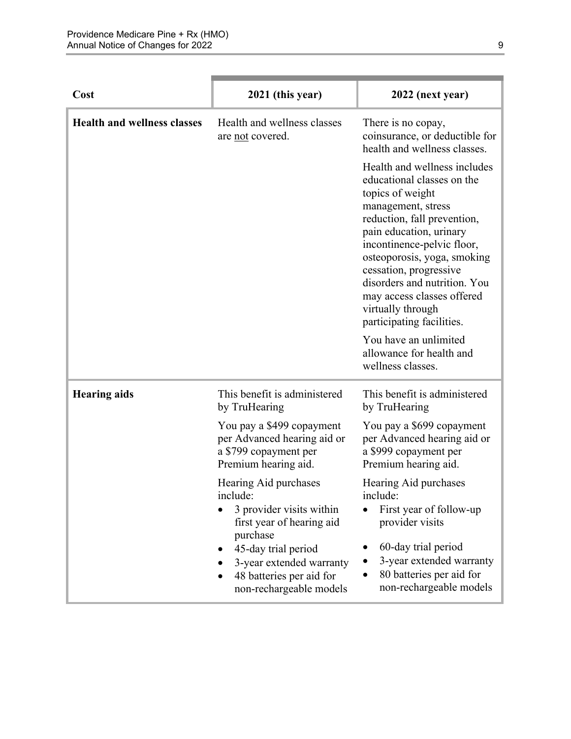| Cost | 2021 (this year) | 2022 (next year) |
|---|---|---|
| **Health and wellness classes** | Health and wellness classes are not covered. | There is no copay, coinsurance, or deductible for health and wellness classes.<br><br>Health and wellness includes educational classes on the topics of weight management, stress reduction, fall prevention, pain education, urinary incontinence-pelvic floor, osteoporosis, yoga, smoking cessation, progressive disorders and nutrition. You may access classes offered virtually through participating facilities.<br><br>You have an unlimited allowance for health and wellness classes. |
| **Hearing aids** | This benefit is administered by TruHearing<br><br>You pay a $499 copayment per Advanced hearing aid or a $799 copayment per Premium hearing aid.<br><br>Hearing Aid purchases include:<br>• 3 provider visits within first year of hearing aid purchase<br>• 45-day trial period<br>• 3-year extended warranty<br>• 48 batteries per aid for non-rechargeable models | This benefit is administered by TruHearing<br><br>You pay a $699 copayment per Advanced hearing aid or a $999 copayment per Premium hearing aid.<br><br>Hearing Aid purchases include:<br>• First year of follow-up provider visits<br>• 60-day trial period<br>• 3-year extended warranty<br>• 80 batteries per aid for non-rechargeable models |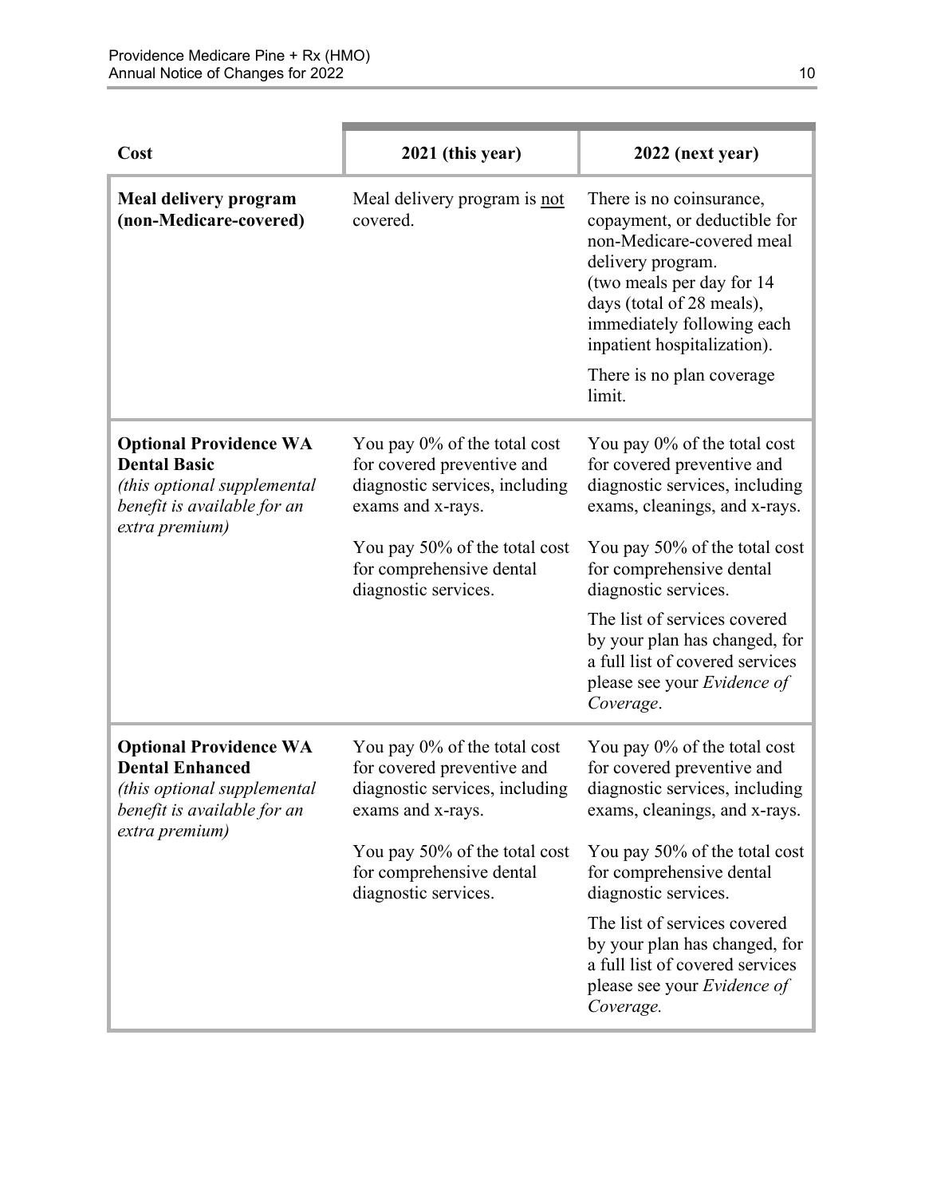| Cost | 2021 (this year) | 2022 (next year) |
|---|---|---|
| **Meal delivery program (non-Medicare-covered)** | Meal delivery program is not covered. | There is no coinsurance, copayment, or deductible for non-Medicare-covered meal delivery program. (two meals per day for 14 days (total of 28 meals), immediately following each inpatient hospitalization).<br><br>There is no plan coverage limit. |
| **Optional Providence WA Dental Basic** *(this optional supplemental benefit is available for an extra premium)* | You pay 0% of the total cost for covered preventive and diagnostic services, including exams and x-rays.<br><br>You pay 50% of the total cost for comprehensive dental diagnostic services. | You pay 0% of the total cost for covered preventive and diagnostic services, including exams, cleanings, and x-rays.<br><br>You pay 50% of the total cost for comprehensive dental diagnostic services.<br><br>The list of services covered by your plan has changed, for a full list of covered services please see your *Evidence of Coverage*. |
| **Optional Providence WA Dental Enhanced** *(this optional supplemental benefit is available for an extra premium)* | You pay 0% of the total cost for covered preventive and diagnostic services, including exams and x-rays.<br><br>You pay 50% of the total cost for comprehensive dental diagnostic services. | You pay 0% of the total cost for covered preventive and diagnostic services, including exams, cleanings, and x-rays.<br><br>You pay 50% of the total cost for comprehensive dental diagnostic services.<br><br>The list of services covered by your plan has changed, for a full list of covered services please see your *Evidence of Coverage.* |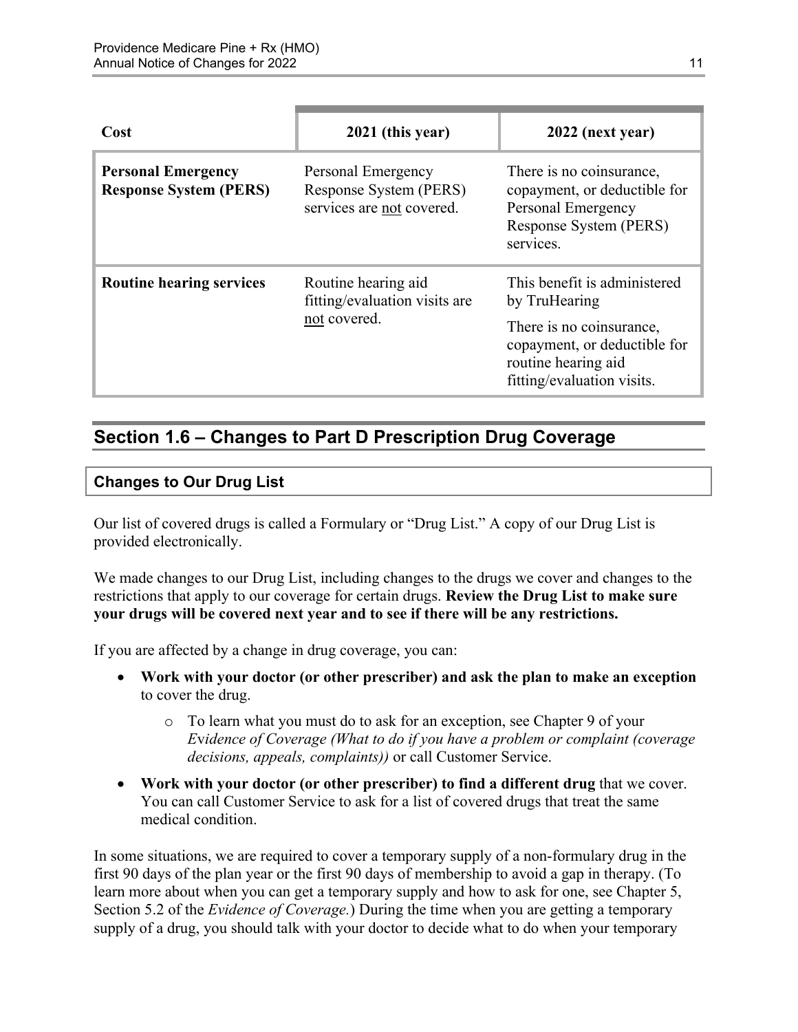| Cost | 2021 (this year) | 2022 (next year) |
|---|---|---|
| **Personal Emergency Response System (PERS)** | Personal Emergency Response System (PERS) services are not covered. | There is no coinsurance, copayment, or deductible for Personal Emergency Response System (PERS) services. |
| **Routine hearing services** | Routine hearing aid fitting/evaluation visits are not covered. | This benefit is administered by TruHearing<br><br>There is no coinsurance, copayment, or deductible for routine hearing aid fitting/evaluation visits. |

## Section 1.6 – Changes to Part D Prescription Drug Coverage

### Changes to Our Drug List

Our list of covered drugs is called a Formulary or "Drug List." A copy of our Drug List is provided electronically.

We made changes to our Drug List, including changes to the drugs we cover and changes to the restrictions that apply to our coverage for certain drugs. **Review the Drug List to make sure your drugs will be covered next year and to see if there will be any restrictions.**

If you are affected by a change in drug coverage, you can:

- **Work with your doctor (or other prescriber) and ask the plan to make an exception** to cover the drug.
  - To learn what you must do to ask for an exception, see Chapter 9 of your *Evidence of Coverage (What to do if you have a problem or complaint (coverage decisions, appeals, complaints))* or call Customer Service.
- **Work with your doctor (or other prescriber) to find a different drug** that we cover. You can call Customer Service to ask for a list of covered drugs that treat the same medical condition.

In some situations, we are required to cover a temporary supply of a non-formulary drug in the first 90 days of the plan year or the first 90 days of membership to avoid a gap in therapy. (To learn more about when you can get a temporary supply and how to ask for one, see Chapter 5, Section 5.2 of the *Evidence of Coverage.*) During the time when you are getting a temporary supply of a drug, you should talk with your doctor to decide what to do when your temporary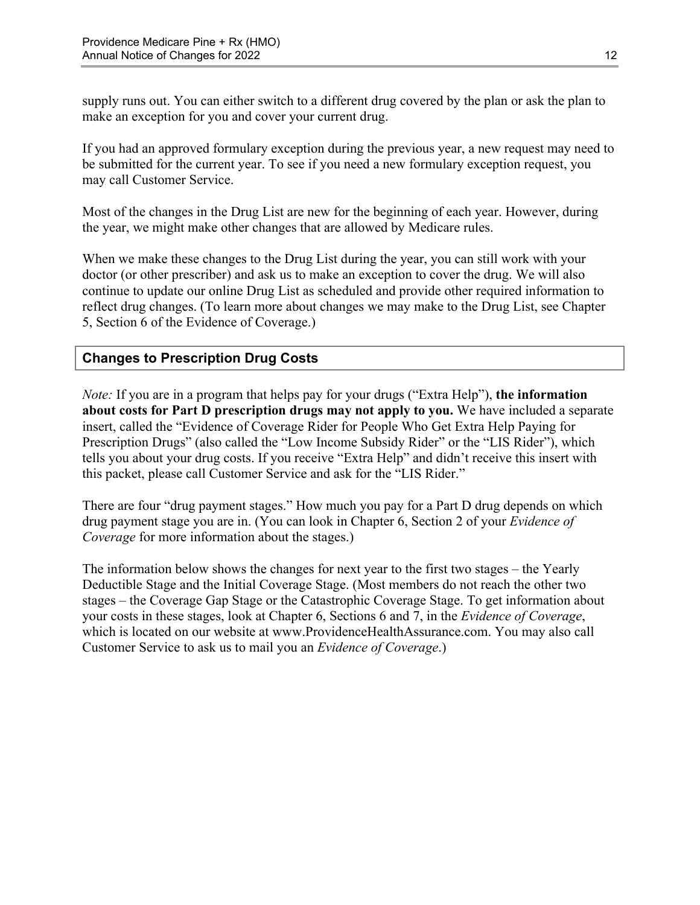supply runs out. You can either switch to a different drug covered by the plan or ask the plan to make an exception for you and cover your current drug.

If you had an approved formulary exception during the previous year, a new request may need to be submitted for the current year. To see if you need a new formulary exception request, you may call Customer Service.

Most of the changes in the Drug List are new for the beginning of each year. However, during the year, we might make other changes that are allowed by Medicare rules.

When we make these changes to the Drug List during the year, you can still work with your doctor (or other prescriber) and ask us to make an exception to cover the drug. We will also continue to update our online Drug List as scheduled and provide other required information to reflect drug changes. (To learn more about changes we may make to the Drug List, see Chapter 5, Section 6 of the Evidence of Coverage.)

### Changes to Prescription Drug Costs

*Note:* If you are in a program that helps pay for your drugs ("Extra Help"), **the information about costs for Part D prescription drugs may not apply to you.** We have included a separate insert, called the "Evidence of Coverage Rider for People Who Get Extra Help Paying for Prescription Drugs" (also called the "Low Income Subsidy Rider" or the "LIS Rider"), which tells you about your drug costs. If you receive "Extra Help" and didn't receive this insert with this packet, please call Customer Service and ask for the "LIS Rider."

There are four "drug payment stages." How much you pay for a Part D drug depends on which drug payment stage you are in. (You can look in Chapter 6, Section 2 of your *Evidence of Coverage* for more information about the stages.)

The information below shows the changes for next year to the first two stages – the Yearly Deductible Stage and the Initial Coverage Stage. (Most members do not reach the other two stages – the Coverage Gap Stage or the Catastrophic Coverage Stage. To get information about your costs in these stages, look at Chapter 6, Sections 6 and 7, in the *Evidence of Coverage*, which is located on our website at www.ProvidenceHealthAssurance.com. You may also call Customer Service to ask us to mail you an *Evidence of Coverage*.)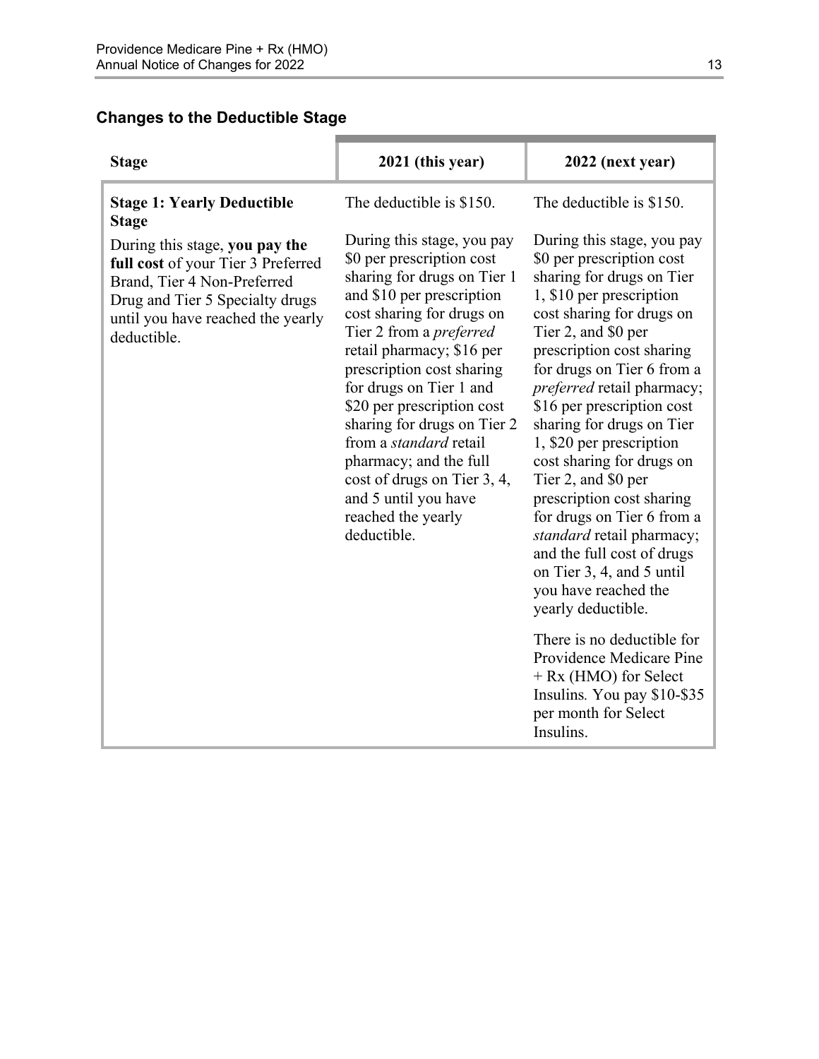### Changes to the Deductible Stage

| Stage | 2021 (this year) | 2022 (next year) |
|---|---|---|
| **Stage 1: Yearly Deductible Stage**<br><br>During this stage, **you pay the full cost** of your Tier 3 Preferred Brand, Tier 4 Non-Preferred Drug and Tier 5 Specialty drugs until you have reached the yearly deductible. | The deductible is $150.<br><br>During this stage, you pay $0 per prescription cost sharing for drugs on Tier 1 and $10 per prescription cost sharing for drugs on Tier 2 from a *preferred* retail pharmacy; $16 per prescription cost sharing for drugs on Tier 1 and $20 per prescription cost sharing for drugs on Tier 2 from a *standard* retail pharmacy; and the full cost of drugs on Tier 3, 4, and 5 until you have reached the yearly deductible. | The deductible is $150.<br><br>During this stage, you pay $0 per prescription cost sharing for drugs on Tier 1, $10 per prescription cost sharing for drugs on Tier 2, and $0 per prescription cost sharing for drugs on Tier 6 from a *preferred* retail pharmacy; $16 per prescription cost sharing for drugs on Tier 1, $20 per prescription cost sharing for drugs on Tier 2, and $0 per prescription cost sharing for drugs on Tier 6 from a *standard* retail pharmacy; and the full cost of drugs on Tier 3, 4, and 5 until you have reached the yearly deductible.<br><br>There is no deductible for Providence Medicare Pine + Rx (HMO) for Select Insulins. You pay $10-$35 per month for Select Insulins. |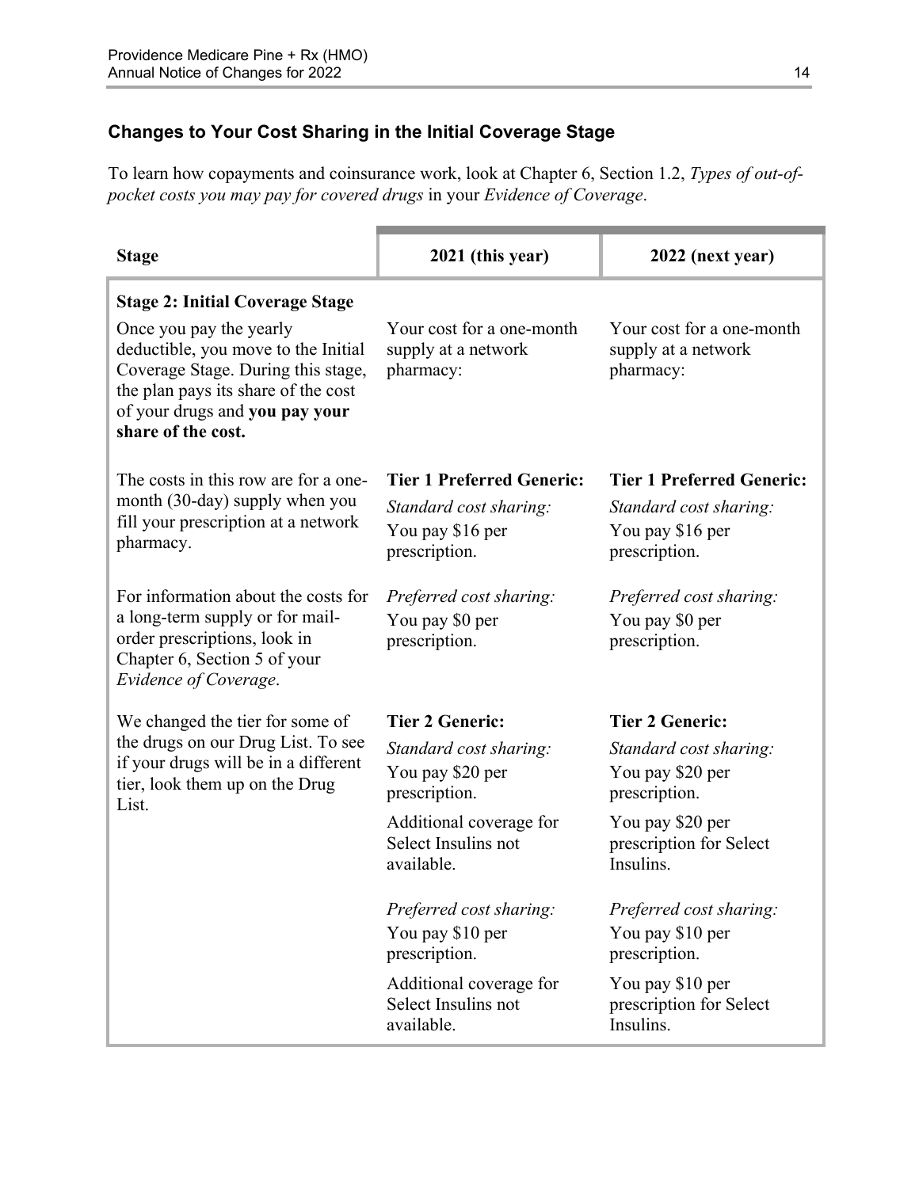### Changes to Your Cost Sharing in the Initial Coverage Stage

To learn how copayments and coinsurance work, look at Chapter 6, Section 1.2, *Types of out-of-pocket costs you may pay for covered drugs* in your *Evidence of Coverage*.

| Stage | 2021 (this year) | 2022 (next year) |
|---|---|---|
| **Stage 2: Initial Coverage Stage**<br>Once you pay the yearly deductible, you move to the Initial Coverage Stage. During this stage, the plan pays its share of the cost of your drugs and **you pay your share of the cost.** | Your cost for a one-month supply at a network pharmacy: | Your cost for a one-month supply at a network pharmacy: |
| The costs in this row are for a one-month (30-day) supply when you fill your prescription at a network pharmacy.<br><br>For information about the costs for a long-term supply or for mail-order prescriptions, look in Chapter 6, Section 5 of your *Evidence of Coverage*.<br><br>We changed the tier for some of the drugs on our Drug List. To see if your drugs will be in a different tier, look them up on the Drug List. | **Tier 1 Preferred Generic:**<br>*Standard cost sharing:*<br>You pay $16 per prescription.<br><br>*Preferred cost sharing:*<br>You pay $0 per prescription.<br><br>**Tier 2 Generic:**<br>*Standard cost sharing:*<br>You pay $20 per prescription.<br>Additional coverage for Select Insulins not available.<br><br>*Preferred cost sharing:*<br>You pay $10 per prescription.<br>Additional coverage for Select Insulins not available. | **Tier 1 Preferred Generic:**<br>*Standard cost sharing:*<br>You pay $16 per prescription.<br><br>*Preferred cost sharing:*<br>You pay $0 per prescription.<br><br>**Tier 2 Generic:**<br>*Standard cost sharing:*<br>You pay $20 per prescription.<br>You pay $20 per prescription for Select Insulins.<br><br>*Preferred cost sharing:*<br>You pay $10 per prescription.<br>You pay $10 per prescription for Select Insulins. |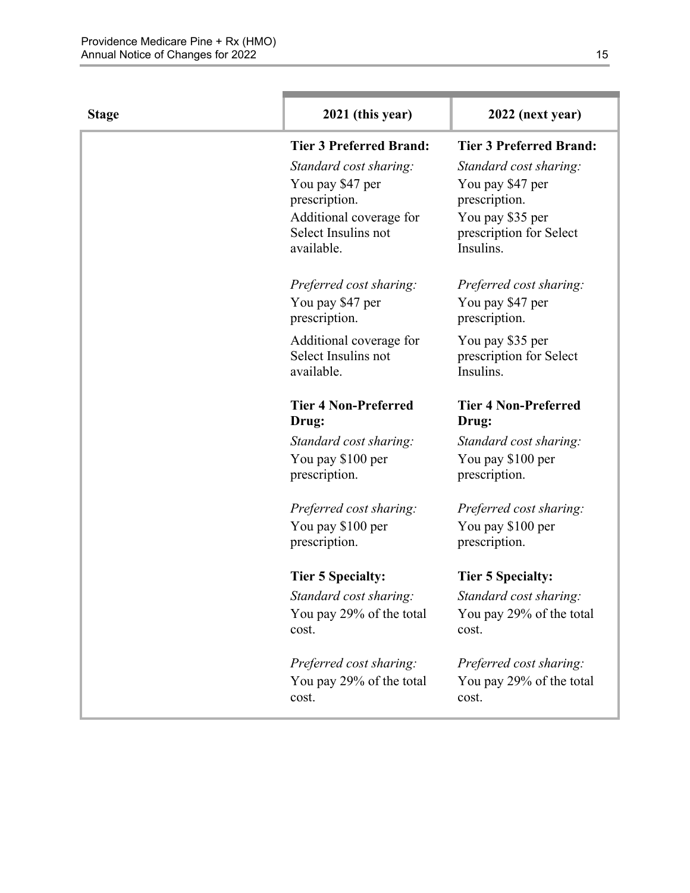| Stage | 2021 (this year) | 2022 (next year) |
|---|---|---|
| | **Tier 3 Preferred Brand:**<br>*Standard cost sharing:*<br>You pay $47 per prescription.<br>Additional coverage for Select Insulins not available.<br><br>*Preferred cost sharing:*<br>You pay $47 per prescription.<br>Additional coverage for Select Insulins not available.<br><br>**Tier 4 Non-Preferred Drug:**<br>*Standard cost sharing:*<br>You pay $100 per prescription.<br><br>*Preferred cost sharing:*<br>You pay $100 per prescription.<br><br>**Tier 5 Specialty:**<br>*Standard cost sharing:*<br>You pay 29% of the total cost.<br><br>*Preferred cost sharing:*<br>You pay 29% of the total cost. | **Tier 3 Preferred Brand:**<br>*Standard cost sharing:*<br>You pay $47 per prescription.<br>You pay $35 per prescription for Select Insulins.<br><br>*Preferred cost sharing:*<br>You pay $47 per prescription.<br>You pay $35 per prescription for Select Insulins.<br><br>**Tier 4 Non-Preferred Drug:**<br>*Standard cost sharing:*<br>You pay $100 per prescription.<br><br>*Preferred cost sharing:*<br>You pay $100 per prescription.<br><br>**Tier 5 Specialty:**<br>*Standard cost sharing:*<br>You pay 29% of the total cost.<br><br>*Preferred cost sharing:*<br>You pay 29% of the total cost. |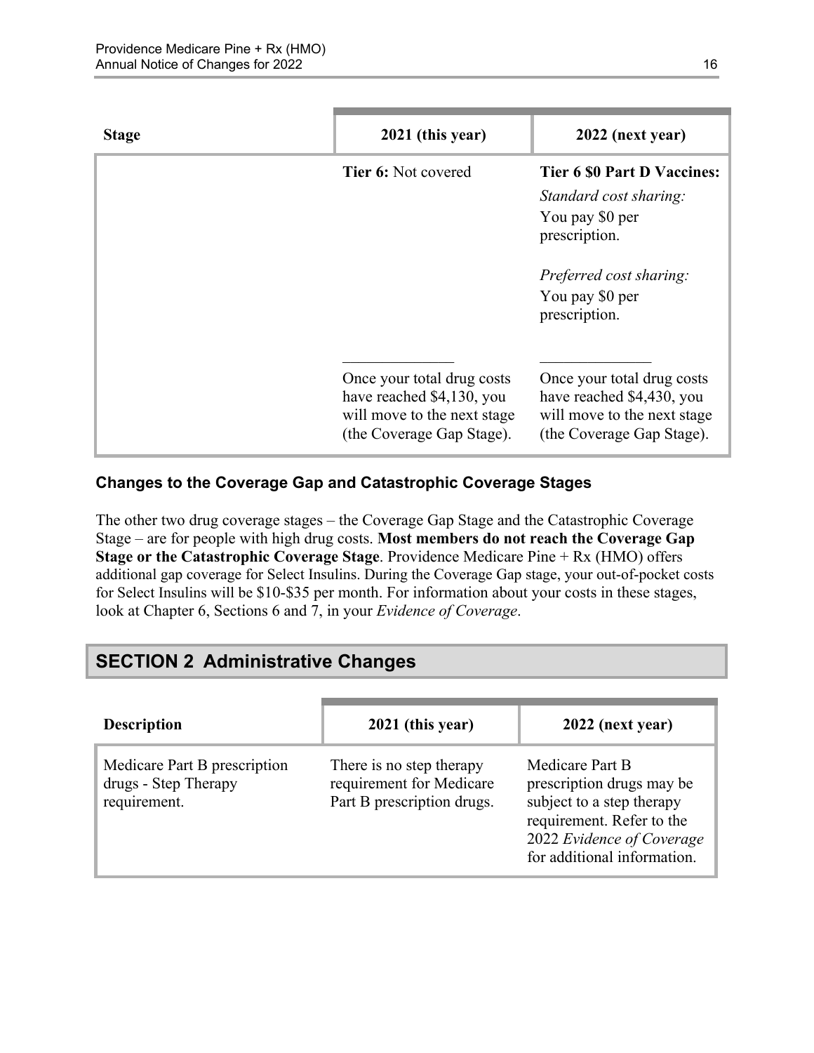| Stage | 2021 (this year) | 2022 (next year) |
| --- | --- | --- |
| | **Tier 6:** Not covered | **Tier 6 $0 Part D Vaccines:**<br>*Standard cost sharing:*<br>You pay $0 per prescription.<br><br>*Preferred cost sharing:*<br>You pay $0 per prescription. |
| | Once your total drug costs have reached $4,130, you will move to the next stage (the Coverage Gap Stage). | Once your total drug costs have reached $4,430, you will move to the next stage (the Coverage Gap Stage). |

### Changes to the Coverage Gap and Catastrophic Coverage Stages

The other two drug coverage stages – the Coverage Gap Stage and the Catastrophic Coverage Stage – are for people with high drug costs. **Most members do not reach the Coverage Gap Stage or the Catastrophic Coverage Stage**. Providence Medicare Pine + Rx (HMO) offers additional gap coverage for Select Insulins. During the Coverage Gap stage, your out-of-pocket costs for Select Insulins will be $10-$35 per month. For information about your costs in these stages, look at Chapter 6, Sections 6 and 7, in your *Evidence of Coverage*.

## SECTION 2 Administrative Changes

| Description | 2021 (this year) | 2022 (next year) |
| --- | --- | --- |
| Medicare Part B prescription drugs - Step Therapy requirement. | There is no step therapy requirement for Medicare Part B prescription drugs. | Medicare Part B prescription drugs may be subject to a step therapy requirement. Refer to the 2022 *Evidence of Coverage* for additional information. |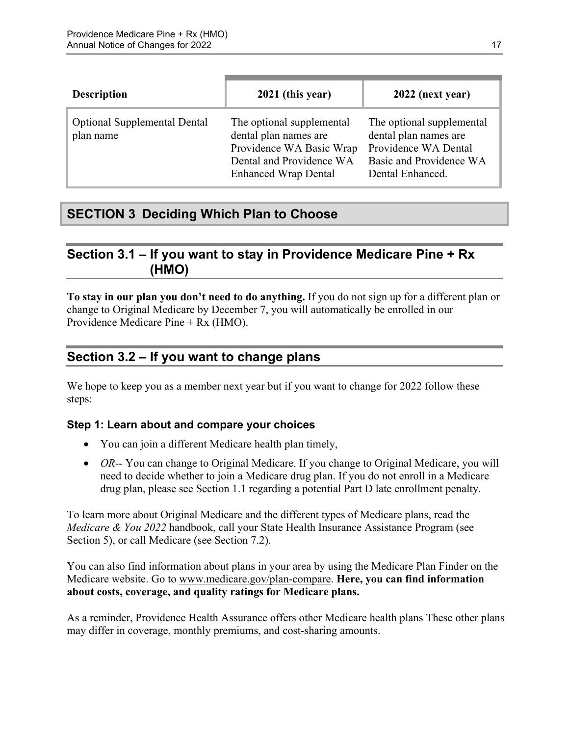| Description | 2021 (this year) | 2022 (next year) |
|---|---|---|
| Optional Supplemental Dental plan name | The optional supplemental dental plan names are Providence WA Basic Wrap Dental and Providence WA Enhanced Wrap Dental | The optional supplemental dental plan names are Providence WA Dental Basic and Providence WA Dental Enhanced. |

# SECTION 3 Deciding Which Plan to Choose

## Section 3.1 – If you want to stay in Providence Medicare Pine + Rx (HMO)

**To stay in our plan you don't need to do anything.** If you do not sign up for a different plan or change to Original Medicare by December 7, you will automatically be enrolled in our Providence Medicare Pine + Rx (HMO).

## Section 3.2 – If you want to change plans

We hope to keep you as a member next year but if you want to change for 2022 follow these steps:

### Step 1: Learn about and compare your choices

- You can join a different Medicare health plan timely,
- *OR*-- You can change to Original Medicare. If you change to Original Medicare, you will need to decide whether to join a Medicare drug plan. If you do not enroll in a Medicare drug plan, please see Section 1.1 regarding a potential Part D late enrollment penalty.

To learn more about Original Medicare and the different types of Medicare plans, read the *Medicare & You 2022* handbook, call your State Health Insurance Assistance Program (see Section 5), or call Medicare (see Section 7.2).

You can also find information about plans in your area by using the Medicare Plan Finder on the Medicare website. Go to www.medicare.gov/plan-compare. **Here, you can find information about costs, coverage, and quality ratings for Medicare plans.**

As a reminder, Providence Health Assurance offers other Medicare health plans These other plans may differ in coverage, monthly premiums, and cost-sharing amounts.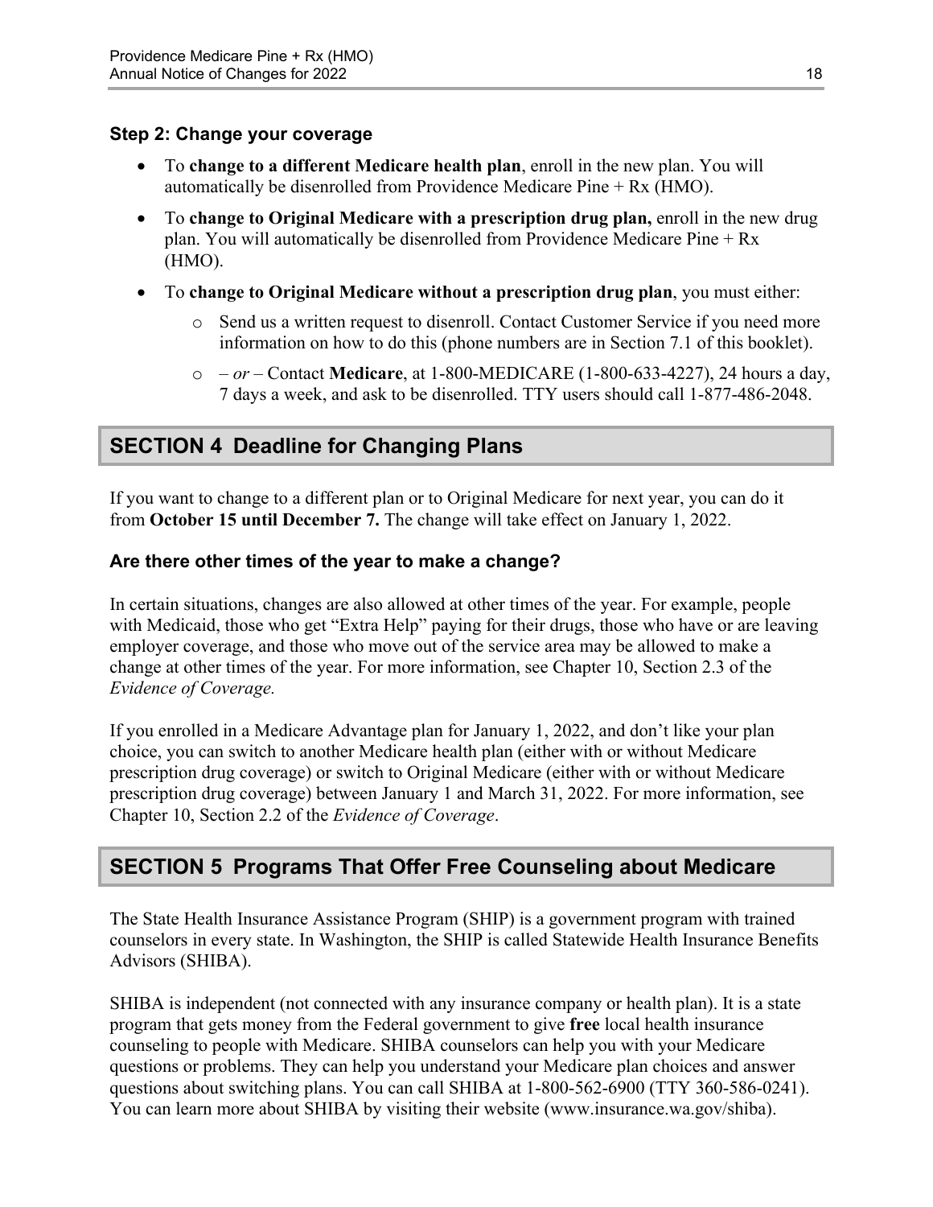### Step 2: Change your coverage

- To **change to a different Medicare health plan**, enroll in the new plan. You will automatically be disenrolled from Providence Medicare Pine + Rx (HMO).
- To **change to Original Medicare with a prescription drug plan,** enroll in the new drug plan. You will automatically be disenrolled from Providence Medicare Pine + Rx (HMO).
- To **change to Original Medicare without a prescription drug plan**, you must either:
    - Send us a written request to disenroll. Contact Customer Service if you need more information on how to do this (phone numbers are in Section 7.1 of this booklet).
    - – *or* – Contact **Medicare**, at 1-800-MEDICARE (1-800-633-4227), 24 hours a day, 7 days a week, and ask to be disenrolled. TTY users should call 1-877-486-2048.

## SECTION 4 Deadline for Changing Plans

If you want to change to a different plan or to Original Medicare for next year, you can do it from **October 15 until December 7.** The change will take effect on January 1, 2022.

### Are there other times of the year to make a change?

In certain situations, changes are also allowed at other times of the year. For example, people with Medicaid, those who get "Extra Help" paying for their drugs, those who have or are leaving employer coverage, and those who move out of the service area may be allowed to make a change at other times of the year. For more information, see Chapter 10, Section 2.3 of the *Evidence of Coverage.*

If you enrolled in a Medicare Advantage plan for January 1, 2022, and don't like your plan choice, you can switch to another Medicare health plan (either with or without Medicare prescription drug coverage) or switch to Original Medicare (either with or without Medicare prescription drug coverage) between January 1 and March 31, 2022. For more information, see Chapter 10, Section 2.2 of the *Evidence of Coverage*.

## SECTION 5 Programs That Offer Free Counseling about Medicare

The State Health Insurance Assistance Program (SHIP) is a government program with trained counselors in every state. In Washington, the SHIP is called Statewide Health Insurance Benefits Advisors (SHIBA).

SHIBA is independent (not connected with any insurance company or health plan). It is a state program that gets money from the Federal government to give **free** local health insurance counseling to people with Medicare. SHIBA counselors can help you with your Medicare questions or problems. They can help you understand your Medicare plan choices and answer questions about switching plans. You can call SHIBA at 1-800-562-6900 (TTY 360-586-0241). You can learn more about SHIBA by visiting their website (www.insurance.wa.gov/shiba).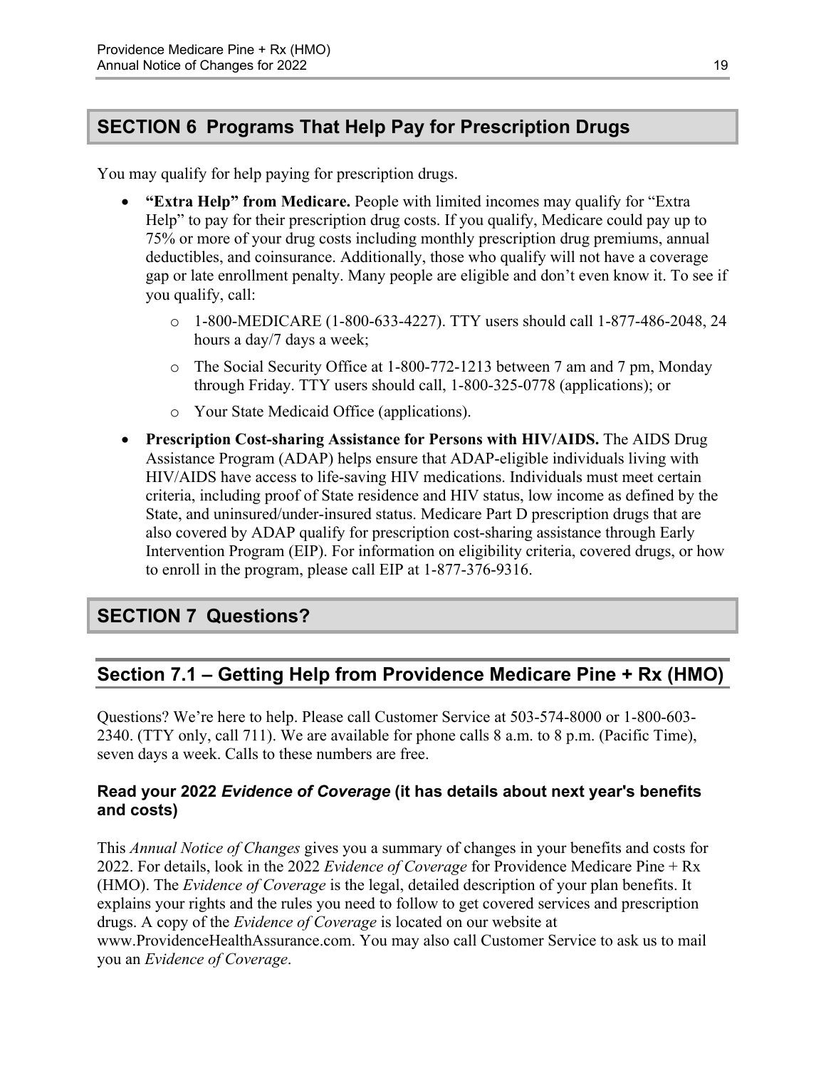## SECTION 6 Programs That Help Pay for Prescription Drugs

You may qualify for help paying for prescription drugs.

- **"Extra Help" from Medicare.** People with limited incomes may qualify for "Extra Help" to pay for their prescription drug costs. If you qualify, Medicare could pay up to 75% or more of your drug costs including monthly prescription drug premiums, annual deductibles, and coinsurance. Additionally, those who qualify will not have a coverage gap or late enrollment penalty. Many people are eligible and don't even know it. To see if you qualify, call:
  - 1-800-MEDICARE (1-800-633-4227). TTY users should call 1-877-486-2048, 24 hours a day/7 days a week;
  - The Social Security Office at 1-800-772-1213 between 7 am and 7 pm, Monday through Friday. TTY users should call, 1-800-325-0778 (applications); or
  - Your State Medicaid Office (applications).
- **Prescription Cost-sharing Assistance for Persons with HIV/AIDS.** The AIDS Drug Assistance Program (ADAP) helps ensure that ADAP-eligible individuals living with HIV/AIDS have access to life-saving HIV medications. Individuals must meet certain criteria, including proof of State residence and HIV status, low income as defined by the State, and uninsured/under-insured status. Medicare Part D prescription drugs that are also covered by ADAP qualify for prescription cost-sharing assistance through Early Intervention Program (EIP). For information on eligibility criteria, covered drugs, or how to enroll in the program, please call EIP at 1-877-376-9316.

## SECTION 7 Questions?

### Section 7.1 – Getting Help from Providence Medicare Pine + Rx (HMO)

Questions? We're here to help. Please call Customer Service at 503-574-8000 or 1-800-603-2340. (TTY only, call 711). We are available for phone calls 8 a.m. to 8 p.m. (Pacific Time), seven days a week. Calls to these numbers are free.

#### Read your 2022 *Evidence of Coverage* (it has details about next year's benefits and costs)

This *Annual Notice of Changes* gives you a summary of changes in your benefits and costs for 2022. For details, look in the 2022 *Evidence of Coverage* for Providence Medicare Pine + Rx (HMO). The *Evidence of Coverage* is the legal, detailed description of your plan benefits. It explains your rights and the rules you need to follow to get covered services and prescription drugs. A copy of the *Evidence of Coverage* is located on our website at www.ProvidenceHealthAssurance.com. You may also call Customer Service to ask us to mail you an *Evidence of Coverage*.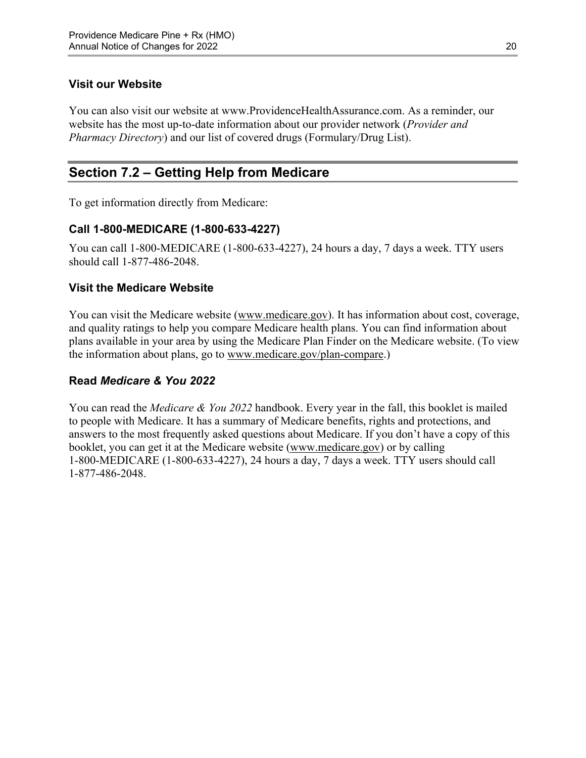### Visit our Website

You can also visit our website at www.ProvidenceHealthAssurance.com. As a reminder, our website has the most up-to-date information about our provider network (*Provider and Pharmacy Directory*) and our list of covered drugs (Formulary/Drug List).

## Section 7.2 – Getting Help from Medicare

To get information directly from Medicare:

### Call 1-800-MEDICARE (1-800-633-4227)

You can call 1-800-MEDICARE (1-800-633-4227), 24 hours a day, 7 days a week. TTY users should call 1-877-486-2048.

### Visit the Medicare Website

You can visit the Medicare website (www.medicare.gov). It has information about cost, coverage, and quality ratings to help you compare Medicare health plans. You can find information about plans available in your area by using the Medicare Plan Finder on the Medicare website. (To view the information about plans, go to www.medicare.gov/plan-compare.)

### Read *Medicare & You 2022*

You can read the *Medicare & You 2022* handbook. Every year in the fall, this booklet is mailed to people with Medicare. It has a summary of Medicare benefits, rights and protections, and answers to the most frequently asked questions about Medicare. If you don't have a copy of this booklet, you can get it at the Medicare website (www.medicare.gov) or by calling 1-800-MEDICARE (1-800-633-4227), 24 hours a day, 7 days a week. TTY users should call 1-877-486-2048.